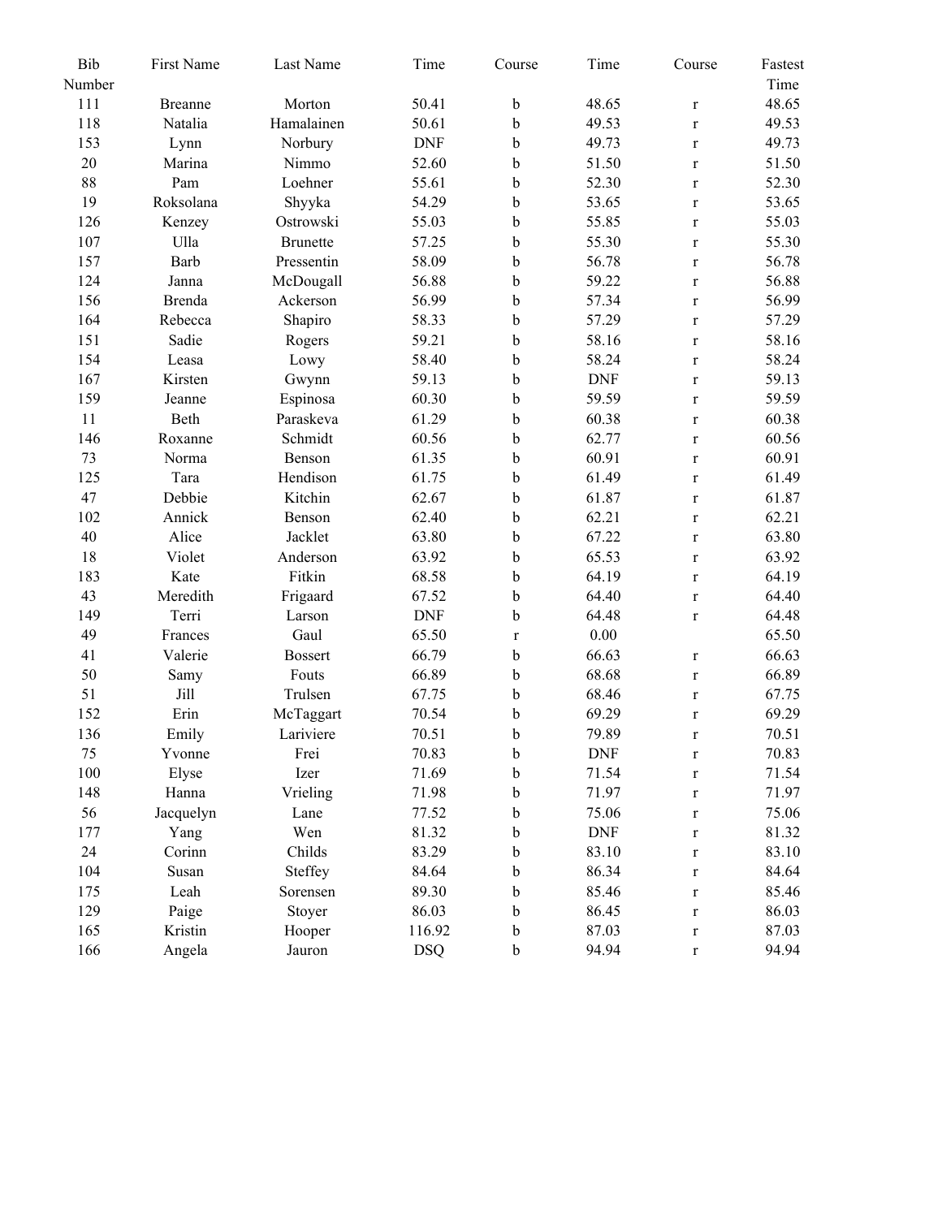| Bib Number | First Name | Last Name | Time | Course | Time | Course | Fastest Time |
|---|---|---|---|---|---|---|---|
| 111 | Breanne | Morton | 50.41 | b | 48.65 | r | 48.65 |
| 118 | Natalia | Hamalainen | 50.61 | b | 49.53 | r | 49.53 |
| 153 | Lynn | Norbury | DNF | b | 49.73 | r | 49.73 |
| 20 | Marina | Nimmo | 52.60 | b | 51.50 | r | 51.50 |
| 88 | Pam | Loehner | 55.61 | b | 52.30 | r | 52.30 |
| 19 | Roksolana | Shyyka | 54.29 | b | 53.65 | r | 53.65 |
| 126 | Kenzey | Ostrowski | 55.03 | b | 55.85 | r | 55.03 |
| 107 | Ulla | Brunette | 57.25 | b | 55.30 | r | 55.30 |
| 157 | Barb | Pressentin | 58.09 | b | 56.78 | r | 56.78 |
| 124 | Janna | McDougall | 56.88 | b | 59.22 | r | 56.88 |
| 156 | Brenda | Ackerson | 56.99 | b | 57.34 | r | 56.99 |
| 164 | Rebecca | Shapiro | 58.33 | b | 57.29 | r | 57.29 |
| 151 | Sadie | Rogers | 59.21 | b | 58.16 | r | 58.16 |
| 154 | Leasa | Lowy | 58.40 | b | 58.24 | r | 58.24 |
| 167 | Kirsten | Gwynn | 59.13 | b | DNF | r | 59.13 |
| 159 | Jeanne | Espinosa | 60.30 | b | 59.59 | r | 59.59 |
| 11 | Beth | Paraskeva | 61.29 | b | 60.38 | r | 60.38 |
| 146 | Roxanne | Schmidt | 60.56 | b | 62.77 | r | 60.56 |
| 73 | Norma | Benson | 61.35 | b | 60.91 | r | 60.91 |
| 125 | Tara | Hendison | 61.75 | b | 61.49 | r | 61.49 |
| 47 | Debbie | Kitchin | 62.67 | b | 61.87 | r | 61.87 |
| 102 | Annick | Benson | 62.40 | b | 62.21 | r | 62.21 |
| 40 | Alice | Jacklet | 63.80 | b | 67.22 | r | 63.80 |
| 18 | Violet | Anderson | 63.92 | b | 65.53 | r | 63.92 |
| 183 | Kate | Fitkin | 68.58 | b | 64.19 | r | 64.19 |
| 43 | Meredith | Frigaard | 67.52 | b | 64.40 | r | 64.40 |
| 149 | Terri | Larson | DNF | b | 64.48 | r | 64.48 |
| 49 | Frances | Gaul | 65.50 | r | 0.00 | | 65.50 |
| 41 | Valerie | Bossert | 66.79 | b | 66.63 | r | 66.63 |
| 50 | Samy | Fouts | 66.89 | b | 68.68 | r | 66.89 |
| 51 | Jill | Trulsen | 67.75 | b | 68.46 | r | 67.75 |
| 152 | Erin | McTaggart | 70.54 | b | 69.29 | r | 69.29 |
| 136 | Emily | Lariviere | 70.51 | b | 79.89 | r | 70.51 |
| 75 | Yvonne | Frei | 70.83 | b | DNF | r | 70.83 |
| 100 | Elyse | Izer | 71.69 | b | 71.54 | r | 71.54 |
| 148 | Hanna | Vrieling | 71.98 | b | 71.97 | r | 71.97 |
| 56 | Jacquelyn | Lane | 77.52 | b | 75.06 | r | 75.06 |
| 177 | Yang | Wen | 81.32 | b | DNF | r | 81.32 |
| 24 | Corinn | Childs | 83.29 | b | 83.10 | r | 83.10 |
| 104 | Susan | Steffey | 84.64 | b | 86.34 | r | 84.64 |
| 175 | Leah | Sorensen | 89.30 | b | 85.46 | r | 85.46 |
| 129 | Paige | Stoyer | 86.03 | b | 86.45 | r | 86.03 |
| 165 | Kristin | Hooper | 116.92 | b | 87.03 | r | 87.03 |
| 166 | Angela | Jauron | DSQ | b | 94.94 | r | 94.94 |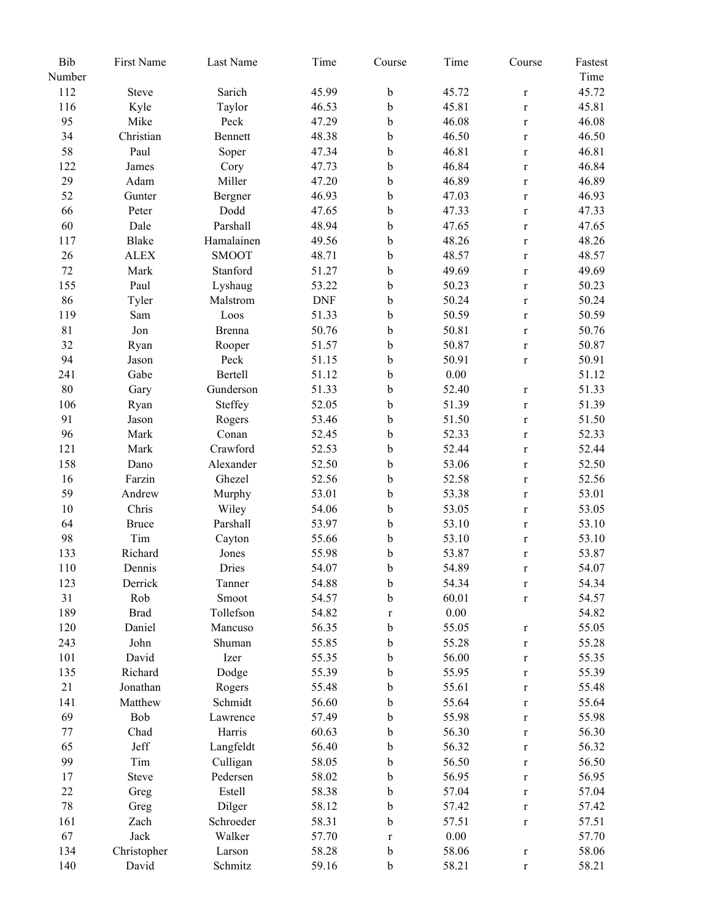| Bib Number | First Name | Last Name | Time | Course | Time | Course | Fastest Time |
|---|---|---|---|---|---|---|---|
| 112 | Steve | Sarich | 45.99 | b | 45.72 | r | 45.72 |
| 116 | Kyle | Taylor | 46.53 | b | 45.81 | r | 45.81 |
| 95 | Mike | Peck | 47.29 | b | 46.08 | r | 46.08 |
| 34 | Christian | Bennett | 48.38 | b | 46.50 | r | 46.50 |
| 58 | Paul | Soper | 47.34 | b | 46.81 | r | 46.81 |
| 122 | James | Cory | 47.73 | b | 46.84 | r | 46.84 |
| 29 | Adam | Miller | 47.20 | b | 46.89 | r | 46.89 |
| 52 | Gunter | Bergner | 46.93 | b | 47.03 | r | 46.93 |
| 66 | Peter | Dodd | 47.65 | b | 47.33 | r | 47.33 |
| 60 | Dale | Parshall | 48.94 | b | 47.65 | r | 47.65 |
| 117 | Blake | Hamalainen | 49.56 | b | 48.26 | r | 48.26 |
| 26 | ALEX | SMOOT | 48.71 | b | 48.57 | r | 48.57 |
| 72 | Mark | Stanford | 51.27 | b | 49.69 | r | 49.69 |
| 155 | Paul | Lyshaug | 53.22 | b | 50.23 | r | 50.23 |
| 86 | Tyler | Malstrom | DNF | b | 50.24 | r | 50.24 |
| 119 | Sam | Loos | 51.33 | b | 50.59 | r | 50.59 |
| 81 | Jon | Brenna | 50.76 | b | 50.81 | r | 50.76 |
| 32 | Ryan | Rooper | 51.57 | b | 50.87 | r | 50.87 |
| 94 | Jason | Peck | 51.15 | b | 50.91 | r | 50.91 |
| 241 | Gabe | Bertell | 51.12 | b | 0.00 | | 51.12 |
| 80 | Gary | Gunderson | 51.33 | b | 52.40 | r | 51.33 |
| 106 | Ryan | Steffey | 52.05 | b | 51.39 | r | 51.39 |
| 91 | Jason | Rogers | 53.46 | b | 51.50 | r | 51.50 |
| 96 | Mark | Conan | 52.45 | b | 52.33 | r | 52.33 |
| 121 | Mark | Crawford | 52.53 | b | 52.44 | r | 52.44 |
| 158 | Dano | Alexander | 52.50 | b | 53.06 | r | 52.50 |
| 16 | Farzin | Ghezel | 52.56 | b | 52.58 | r | 52.56 |
| 59 | Andrew | Murphy | 53.01 | b | 53.38 | r | 53.01 |
| 10 | Chris | Wiley | 54.06 | b | 53.05 | r | 53.05 |
| 64 | Bruce | Parshall | 53.97 | b | 53.10 | r | 53.10 |
| 98 | Tim | Cayton | 55.66 | b | 53.10 | r | 53.10 |
| 133 | Richard | Jones | 55.98 | b | 53.87 | r | 53.87 |
| 110 | Dennis | Dries | 54.07 | b | 54.89 | r | 54.07 |
| 123 | Derrick | Tanner | 54.88 | b | 54.34 | r | 54.34 |
| 31 | Rob | Smoot | 54.57 | b | 60.01 | r | 54.57 |
| 189 | Brad | Tollefson | 54.82 | r | 0.00 | | 54.82 |
| 120 | Daniel | Mancuso | 56.35 | b | 55.05 | r | 55.05 |
| 243 | John | Shuman | 55.85 | b | 55.28 | r | 55.28 |
| 101 | David | Izer | 55.35 | b | 56.00 | r | 55.35 |
| 135 | Richard | Dodge | 55.39 | b | 55.95 | r | 55.39 |
| 21 | Jonathan | Rogers | 55.48 | b | 55.61 | r | 55.48 |
| 141 | Matthew | Schmidt | 56.60 | b | 55.64 | r | 55.64 |
| 69 | Bob | Lawrence | 57.49 | b | 55.98 | r | 55.98 |
| 77 | Chad | Harris | 60.63 | b | 56.30 | r | 56.30 |
| 65 | Jeff | Langfeldt | 56.40 | b | 56.32 | r | 56.32 |
| 99 | Tim | Culligan | 58.05 | b | 56.50 | r | 56.50 |
| 17 | Steve | Pedersen | 58.02 | b | 56.95 | r | 56.95 |
| 22 | Greg | Estell | 58.38 | b | 57.04 | r | 57.04 |
| 78 | Greg | Dilger | 58.12 | b | 57.42 | r | 57.42 |
| 161 | Zach | Schroeder | 58.31 | b | 57.51 | r | 57.51 |
| 67 | Jack | Walker | 57.70 | r | 0.00 | | 57.70 |
| 134 | Christopher | Larson | 58.28 | b | 58.06 | r | 58.06 |
| 140 | David | Schmitz | 59.16 | b | 58.21 | r | 58.21 |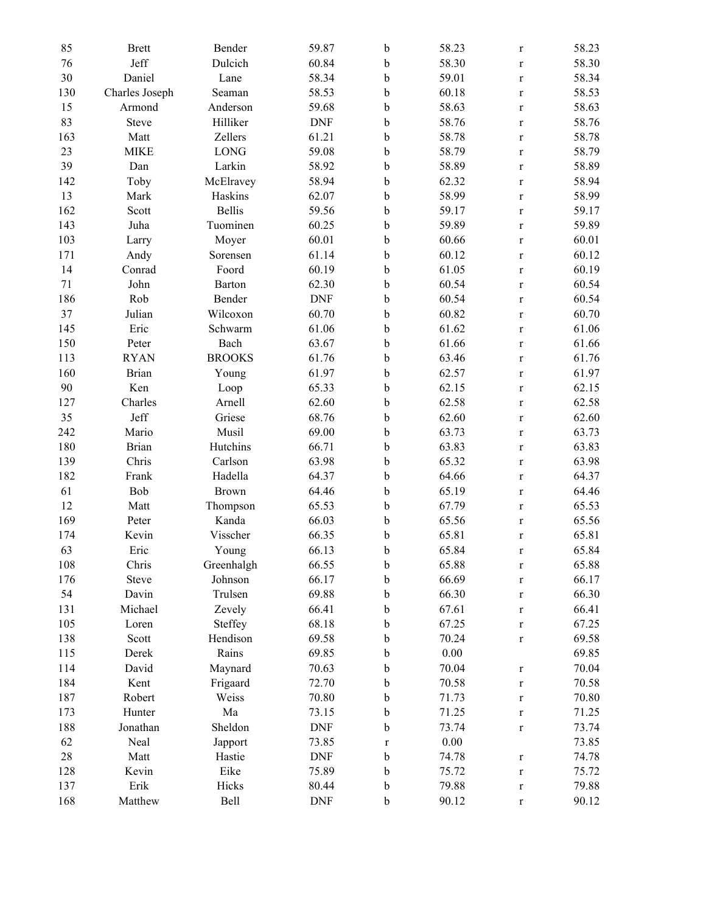| | | | | | | | |
|---|---|---|---|---|---|---|---|
| 85 | Brett | Bender | 59.87 | b | 58.23 | r | 58.23 |
| 76 | Jeff | Dulcich | 60.84 | b | 58.30 | r | 58.30 |
| 30 | Daniel | Lane | 58.34 | b | 59.01 | r | 58.34 |
| 130 | Charles Joseph | Seaman | 58.53 | b | 60.18 | r | 58.53 |
| 15 | Armond | Anderson | 59.68 | b | 58.63 | r | 58.63 |
| 83 | Steve | Hilliker | DNF | b | 58.76 | r | 58.76 |
| 163 | Matt | Zellers | 61.21 | b | 58.78 | r | 58.78 |
| 23 | MIKE | LONG | 59.08 | b | 58.79 | r | 58.79 |
| 39 | Dan | Larkin | 58.92 | b | 58.89 | r | 58.89 |
| 142 | Toby | McElravey | 58.94 | b | 62.32 | r | 58.94 |
| 13 | Mark | Haskins | 62.07 | b | 58.99 | r | 58.99 |
| 162 | Scott | Bellis | 59.56 | b | 59.17 | r | 59.17 |
| 143 | Juha | Tuominen | 60.25 | b | 59.89 | r | 59.89 |
| 103 | Larry | Moyer | 60.01 | b | 60.66 | r | 60.01 |
| 171 | Andy | Sorensen | 61.14 | b | 60.12 | r | 60.12 |
| 14 | Conrad | Foord | 60.19 | b | 61.05 | r | 60.19 |
| 71 | John | Barton | 62.30 | b | 60.54 | r | 60.54 |
| 186 | Rob | Bender | DNF | b | 60.54 | r | 60.54 |
| 37 | Julian | Wilcoxon | 60.70 | b | 60.82 | r | 60.70 |
| 145 | Eric | Schwarm | 61.06 | b | 61.62 | r | 61.06 |
| 150 | Peter | Bach | 63.67 | b | 61.66 | r | 61.66 |
| 113 | RYAN | BROOKS | 61.76 | b | 63.46 | r | 61.76 |
| 160 | Brian | Young | 61.97 | b | 62.57 | r | 61.97 |
| 90 | Ken | Loop | 65.33 | b | 62.15 | r | 62.15 |
| 127 | Charles | Arnell | 62.60 | b | 62.58 | r | 62.58 |
| 35 | Jeff | Griese | 68.76 | b | 62.60 | r | 62.60 |
| 242 | Mario | Musil | 69.00 | b | 63.73 | r | 63.73 |
| 180 | Brian | Hutchins | 66.71 | b | 63.83 | r | 63.83 |
| 139 | Chris | Carlson | 63.98 | b | 65.32 | r | 63.98 |
| 182 | Frank | Hadella | 64.37 | b | 64.66 | r | 64.37 |
| 61 | Bob | Brown | 64.46 | b | 65.19 | r | 64.46 |
| 12 | Matt | Thompson | 65.53 | b | 67.79 | r | 65.53 |
| 169 | Peter | Kanda | 66.03 | b | 65.56 | r | 65.56 |
| 174 | Kevin | Visscher | 66.35 | b | 65.81 | r | 65.81 |
| 63 | Eric | Young | 66.13 | b | 65.84 | r | 65.84 |
| 108 | Chris | Greenhalgh | 66.55 | b | 65.88 | r | 65.88 |
| 176 | Steve | Johnson | 66.17 | b | 66.69 | r | 66.17 |
| 54 | Davin | Trulsen | 69.88 | b | 66.30 | r | 66.30 |
| 131 | Michael | Zevely | 66.41 | b | 67.61 | r | 66.41 |
| 105 | Loren | Steffey | 68.18 | b | 67.25 | r | 67.25 |
| 138 | Scott | Hendison | 69.58 | b | 70.24 | r | 69.58 |
| 115 | Derek | Rains | 69.85 | b | 0.00 | | 69.85 |
| 114 | David | Maynard | 70.63 | b | 70.04 | r | 70.04 |
| 184 | Kent | Frigaard | 72.70 | b | 70.58 | r | 70.58 |
| 187 | Robert | Weiss | 70.80 | b | 71.73 | r | 70.80 |
| 173 | Hunter | Ma | 73.15 | b | 71.25 | r | 71.25 |
| 188 | Jonathan | Sheldon | DNF | b | 73.74 | r | 73.74 |
| 62 | Neal | Japport | 73.85 | r | 0.00 | | 73.85 |
| 28 | Matt | Hastie | DNF | b | 74.78 | r | 74.78 |
| 128 | Kevin | Eike | 75.89 | b | 75.72 | r | 75.72 |
| 137 | Erik | Hicks | 80.44 | b | 79.88 | r | 79.88 |
| 168 | Matthew | Bell | DNF | b | 90.12 | r | 90.12 |